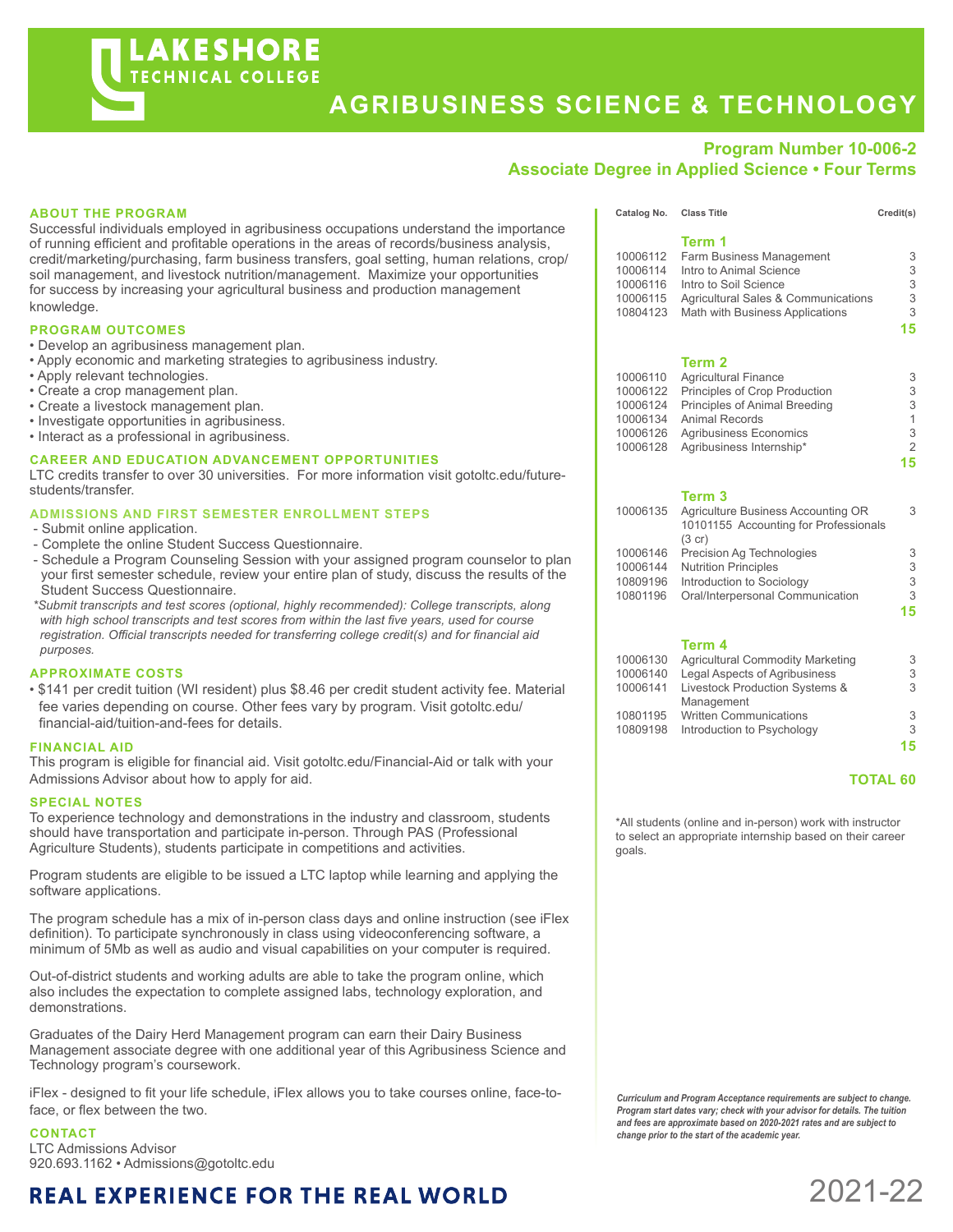# LAKESHORE TECHNICAL COLLEGE

# AGRIBUSINESS SCIENCE & TECHNOLOGY

**Program Number 10-006-2**
**Associate Degree in Applied Science • Four Terms**

## ABOUT THE PROGRAM

Successful individuals employed in agribusiness occupations understand the importance of running efficient and profitable operations in the areas of records/business analysis, credit/marketing/purchasing, farm business transfers, goal setting, human relations, crop/soil management, and livestock nutrition/management. Maximize your opportunities for success by increasing your agricultural business and production management knowledge.

## PROGRAM OUTCOMES

- Develop an agribusiness management plan.
- Apply economic and marketing strategies to agribusiness industry.
- Apply relevant technologies.
- Create a crop management plan.
- Create a livestock management plan.
- Investigate opportunities in agribusiness.
- Interact as a professional in agribusiness.

## CAREER AND EDUCATION ADVANCEMENT OPPORTUNITIES

LTC credits transfer to over 30 universities. For more information visit gotoltc.edu/future-students/transfer.

## ADMISSIONS AND FIRST SEMESTER ENROLLMENT STEPS

- Submit online application.
- Complete the online Student Success Questionnaire.
- Schedule a Program Counseling Session with your assigned program counselor to plan your first semester schedule, review your entire plan of study, discuss the results of the Student Success Questionnaire.

*\*Submit transcripts and test scores (optional, highly recommended): College transcripts, along with high school transcripts and test scores from within the last five years, used for course registration. Official transcripts needed for transferring college credit(s) and for financial aid purposes.*

## APPROXIMATE COSTS

- $141 per credit tuition (WI resident) plus $8.46 per credit student activity fee. Material fee varies depending on course. Other fees vary by program. Visit gotoltc.edu/financial-aid/tuition-and-fees for details.

## FINANCIAL AID

This program is eligible for financial aid. Visit gotoltc.edu/Financial-Aid or talk with your Admissions Advisor about how to apply for aid.

## SPECIAL NOTES

To experience technology and demonstrations in the industry and classroom, students should have transportation and participate in-person. Through PAS (Professional Agriculture Students), students participate in competitions and activities.

Program students are eligible to be issued a LTC laptop while learning and applying the software applications.

The program schedule has a mix of in-person class days and online instruction (see iFlex definition). To participate synchronously in class using videoconferencing software, a minimum of 5Mb as well as audio and visual capabilities on your computer is required.

Out-of-district students and working adults are able to take the program online, which also includes the expectation to complete assigned labs, technology exploration, and demonstrations.

Graduates of the Dairy Herd Management program can earn their Dairy Business Management associate degree with one additional year of this Agribusiness Science and Technology program's coursework.

iFlex - designed to fit your life schedule, iFlex allows you to take courses online, face-to-face, or flex between the two.

## CONTACT

LTC Admissions Advisor
920.693.1162 • Admissions@gotoltc.edu

| Catalog No. | Class Title | Credit(s) |
|---|---|---|
| | **Term 1** | |
| 10006112 | Farm Business Management | 3 |
| 10006114 | Intro to Animal Science | 3 |
| 10006116 | Intro to Soil Science | 3 |
| 10006115 | Agricultural Sales & Communications | 3 |
| 10804123 | Math with Business Applications | 3 |
| | | **15** |
| | **Term 2** | |
| 10006110 | Agricultural Finance | 3 |
| 10006122 | Principles of Crop Production | 3 |
| 10006124 | Principles of Animal Breeding | 3 |
| 10006134 | Animal Records | 1 |
| 10006126 | Agribusiness Economics | 3 |
| 10006128 | Agribusiness Internship* | 2 |
| | | **15** |
| | **Term 3** | |
| 10006135 | Agriculture Business Accounting OR 10101155 Accounting for Professionals (3 cr) | 3 |
| 10006146 | Precision Ag Technologies | 3 |
| 10006144 | Nutrition Principles | 3 |
| 10809196 | Introduction to Sociology | 3 |
| 10801196 | Oral/Interpersonal Communication | 3 |
| | | **15** |
| | **Term 4** | |
| 10006130 | Agricultural Commodity Marketing | 3 |
| 10006140 | Legal Aspects of Agribusiness | 3 |
| 10006141 | Livestock Production Systems & Management | 3 |
| 10801195 | Written Communications | 3 |
| 10809198 | Introduction to Psychology | 3 |
| | | **15** |
| | | **TOTAL 60** |

\*All students (online and in-person) work with instructor to select an appropriate internship based on their career goals.

*Curriculum and Program Acceptance requirements are subject to change. Program start dates vary; check with your advisor for details. The tuition and fees are approximate based on 2020-2021 rates and are subject to change prior to the start of the academic year.*

**REAL EXPERIENCE FOR THE REAL WORLD**

2021-22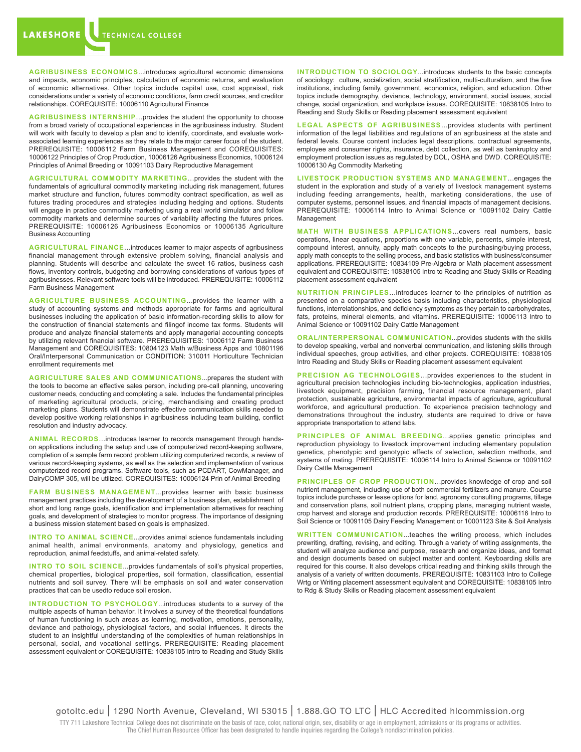**AGRIBUSINESS ECONOMICS**...introduces agricultural economic dimensions and impacts, economic principles, calculation of economic returns, and evaluation of economic alternatives. Other topics include capital use, cost appraisal, risk considerations under a variety of economic conditions, farm credit sources, and creditor relationships. COREQUISITE: 10006110 Agricultural Finance

**AGRIBUSINESS INTERNSHIP**…provides the student the opportunity to choose from a broad variety of occupational experiences in the agribusiness industry. Student will work with faculty to develop a plan and to identify, coordinate, and evaluate work-associated learning experiences as they relate to the major career focus of the student. PREREQUISITE: 10006112 Farm Business Management and COREQUISITES: 10006122 Principles of Crop Production, 10006126 Agribusiness Economics, 10006124 Principles of Animal Breeding or 10091103 Dairy Reproductive Management

**AGRICULTURAL COMMODITY MARKETING**…provides the student with the fundamentals of agricultural commodity marketing including risk management, futures market structure and function, futures commodity contract specification, as well as futures trading procedures and strategies including hedging and options. Students will engage in practice commodity marketing using a real world simulator and follow commodity markets and determine sources of variability affecting the futures prices. PREREQUISITE: 10006126 Agribusiness Economics or 10006135 Agriculture Business Accounting

**AGRICULTURAL FINANCE**…introduces learner to major aspects of agribusiness financial management through extensive problem solving, financial analysis and planning. Students will describe and calculate the sweet 16 ratios, business cash flows, inventory controls, budgeting and borrowing considerations of various types of agribusinesses. Relevant software tools will be introduced. PREREQUISITE: 10006112 Farm Business Management

**AGRICULTURE BUSINESS ACCOUNTING**...provides the learner with a study of accounting systems and methods appropriate for farms and agricultural businesses including the application of basic information-recording skills to allow for the construction of financial statements and filingof income tax forms. Students will produce and analyze financial statements and apply managerial accounting concepts by utilizing relevant financial software. PREREQUISITES: 10006112 Farm Business Management and COREQUISITES: 10804123 Math w/Business Apps and 10801196 Oral/Interpersonal Communication or CONDITION: 310011 Horticulture Technician enrollment requirements met

**AGRICULTURE SALES AND COMMUNICATIONS**...prepares the student with the tools to become an effective sales person, including pre-call planning, uncovering customer needs, conducting and completing a sale. Includes the fundamental principles of marketing agricultural products, pricing, merchandising and creating product marketing plans. Students will demonstrate effective communication skills needed to develop positive working relationships in agribusiness including team building, conflict resolution and industry advocacy.

**ANIMAL RECORDS**…introduces learner to records management through hands-on applications including the setup and use of computerized record-keeping software, completion of a sample farm record problem utilizing computerized records, a review of various record-keeping systems, as well as the selection and implementation of various computerized record programs. Software tools, such as PCDART, CowManager, and DairyCOMP 305, will be utilized. COREQUISITES: 10006124 Prin of Animal Breeding

**FARM BUSINESS MANAGEMENT**...provides learner with basic business management practices including the development of a business plan, establishment of short and long range goals, identification and implementation alternatives for reaching goals, and development of strategies to monitor progress. The importance of designing a business mission statement based on goals is emphasized.

**INTRO TO ANIMAL SCIENCE**...provides animal science fundamentals including animal health, animal environments, anatomy and physiology, genetics and reproduction, animal feedstuffs, and animal-related safety.

**INTRO TO SOIL SCIENCE**...provides fundamentals of soil's physical properties, chemical properties, biological properties, soil formation, classification, essential nutrients and soil survey. There will be emphasis on soil and water conservation practices that can be usedto reduce soil erosion.

**INTRODUCTION TO PSYCHOLOGY**...introduces students to a survey of the multiple aspects of human behavior. It involves a survey of the theoretical foundations of human functioning in such areas as learning, motivation, emotions, personality, deviance and pathology, physiological factors, and social influences. It directs the student to an insightful understanding of the complexities of human relationships in personal, social, and vocational settings. PREREQUISITE: Reading placement assessment equivalent or COREQUISITE: 10838105 Intro to Reading and Study Skills

**INTRODUCTION TO SOCIOLOGY**...introduces students to the basic concepts of sociology: culture, socialization, social stratification, multi-culturalism, and the five institutions, including family, government, economics, religion, and education. Other topics include demography, deviance, technology, environment, social issues, social change, social organization, and workplace issues. COREQUISITE: 10838105 Intro to Reading and Study Skills or Reading placement assessment equivalent

**LEGAL ASPECTS OF AGRIBUSINESS**...provides students with pertinent information of the legal liabilities and regulations of an agribusiness at the state and federal levels. Course content includes legal descriptions, contractual agreements, employee and consumer rights, insurance, debt collection, as well as bankruptcy and employment protection issues as regulated by DOL, OSHA and DWD. COREQUISITE: 10006130 Ag Commodity Marketing

**LIVESTOCK PRODUCTION SYSTEMS AND MANAGEMENT**…engages the student in the exploration and study of a variety of livestock management systems including feeding arrangements, health, marketing considerations, the use of computer systems, personnel issues, and financial impacts of management decisions. PREREQUISITE: 10006114 Intro to Animal Science or 10091102 Dairy Cattle Management

**MATH WITH BUSINESS APPLICATIONS**...covers real numbers, basic operations, linear equations, proportions with one variable, percents, simple interest, compound interest, annuity, apply math concepts to the purchasing/buying process, apply math concepts to the selling process, and basic statistics with business/consumer applications. PREREQUISITE: 10834109 Pre-Algebra or Math placement assessment equivalent and COREQUISITE: 10838105 Intro to Reading and Study Skills or Reading placement assessment equivalent

**NUTRITION PRINCIPLES**…introduces learner to the principles of nutrition as presented on a comparative species basis including characteristics, physiological functions, interrelationships, and deficiency symptoms as they pertain to carbohydrates, fats, proteins, mineral elements, and vitamins. PREREQUISITE: 10006113 Intro to Animal Science or 10091102 Dairy Cattle Management

**ORAL/INTERPERSONAL COMMUNICATION**...provides students with the skills to develop speaking, verbal and nonverbal communication, and listening skills through individual speeches, group activities, and other projects. COREQUISITE: 10838105 Intro Reading and Study Skills or Reading placement assessment equivalent

**PRECISION AG TECHNOLOGIES**…provides experiences to the student in agricultural precision technologies including bio-technologies, application industries, livestock equipment, precision farming, financial resource management, plant protection, sustainable agriculture, environmental impacts of agriculture, agricultural workforce, and agricultural production. To experience precision technology and demonstrations throughout the industry, students are required to drive or have appropriate transportation to attend labs.

**PRINCIPLES OF ANIMAL BREEDING**...applies genetic principles and reproduction physiology to livestock improvement including elementary population genetics, phenotypic and genotypic effects of selection, selection methods, and systems of mating. PREREQUISITE: 10006114 Intro to Animal Science or 10091102 Dairy Cattle Management

**PRINCIPLES OF CROP PRODUCTION**…provides knowledge of crop and soil nutrient management, including use of both commercial fertilizers and manure. Course topics include purchase or lease options for land, agronomy consulting programs, tillage and conservation plans, soil nutrient plans, cropping plans, managing nutrient waste, crop harvest and storage and production records. PREREQUISITE: 10006116 Intro to Soil Science or 10091105 Dairy Feeding Management or 10001123 Site & Soil Analysis

**WRITTEN COMMUNICATION**...teaches the writing process, which includes prewriting, drafting, revising, and editing. Through a variety of writing assignments, the student will analyze audience and purpose, research and organize ideas, and format and design documents based on subject matter and content. Keyboarding skills are required for this course. It also develops critical reading and thinking skills through the analysis of a variety of written documents. PREREQUISITE: 10831103 Intro to College Wrtg or Writing placement assessment equivalent and COREQUISITE: 10838105 Intro to Rdg & Study Skills or Reading placement assessment equivalent

gotoltc.edu | 1290 North Avenue, Cleveland, WI 53015 | 1.888.GO TO LTC | HLC Accredited hlcommission.org

TTY 711 Lakeshore Technical College does not discriminate on the basis of race, color, national origin, sex, disability or age in employment, admissions or its programs or activities. The Chief Human Resources Officer has been designated to handle inquiries regarding the College's nondiscrimination policies.